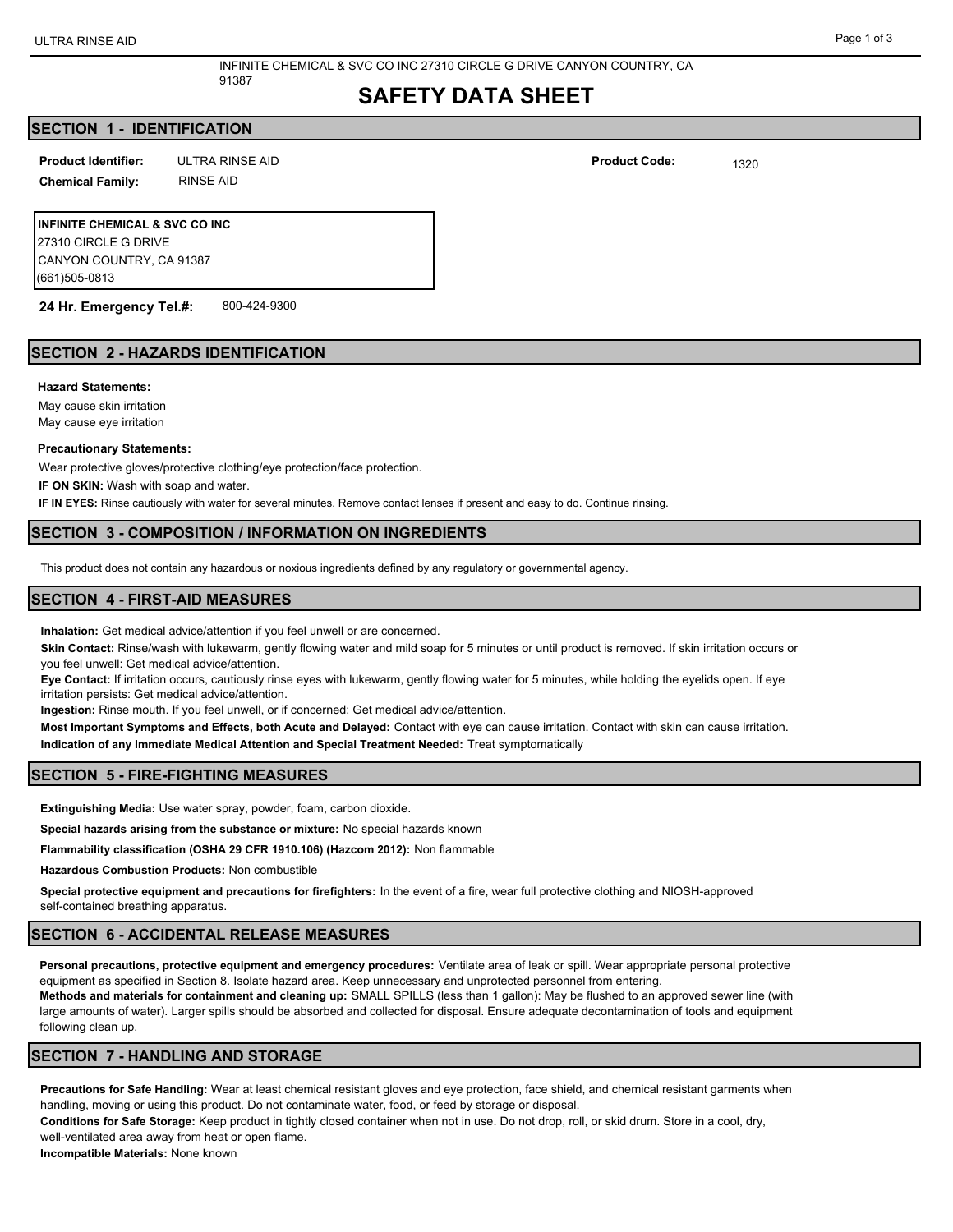INFINITE CHEMICAL & SVC CO INC 27310 CIRCLE G DRIVE CANYON COUNTRY, CA 91387

# SAFETY DATA SHEET

## SECTION 1 - IDENTIFICATION

**Product Identifier:** ULTRA RINSE AID

**Product Code:** 1320

**Chemical Family:** RINSE AID

**INFINITE CHEMICAL & SVC CO INC**
27310 CIRCLE G DRIVE
CANYON COUNTRY, CA 91387
(661)505-0813

**24 Hr. Emergency Tel.#:** 800-424-9300

## SECTION 2 - HAZARDS IDENTIFICATION

**Hazard Statements:**

May cause skin irritation
May cause eye irritation

**Precautionary Statements:**

Wear protective gloves/protective clothing/eye protection/face protection.

**IF ON SKIN:** Wash with soap and water.

**IF IN EYES:** Rinse cautiously with water for several minutes. Remove contact lenses if present and easy to do. Continue rinsing.

## SECTION 3 - COMPOSITION / INFORMATION ON INGREDIENTS

This product does not contain any hazardous or noxious ingredients defined by any regulatory or governmental agency.

## SECTION 4 - FIRST-AID MEASURES

**Inhalation:** Get medical advice/attention if you feel unwell or are concerned.

**Skin Contact:** Rinse/wash with lukewarm, gently flowing water and mild soap for 5 minutes or until product is removed. If skin irritation occurs or you feel unwell: Get medical advice/attention.

**Eye Contact:** If irritation occurs, cautiously rinse eyes with lukewarm, gently flowing water for 5 minutes, while holding the eyelids open. If eye irritation persists: Get medical advice/attention.

**Ingestion:** Rinse mouth. If you feel unwell, or if concerned: Get medical advice/attention.

**Most Important Symptoms and Effects, both Acute and Delayed:** Contact with eye can cause irritation. Contact with skin can cause irritation.

**Indication of any Immediate Medical Attention and Special Treatment Needed:** Treat symptomatically

## SECTION 5 - FIRE-FIGHTING MEASURES

**Extinguishing Media:** Use water spray, powder, foam, carbon dioxide.

**Special hazards arising from the substance or mixture:** No special hazards known

**Flammability classification (OSHA 29 CFR 1910.106) (Hazcom 2012):** Non flammable

**Hazardous Combustion Products:** Non combustible

**Special protective equipment and precautions for firefighters:** In the event of a fire, wear full protective clothing and NIOSH-approved self-contained breathing apparatus.

## SECTION 6 - ACCIDENTAL RELEASE MEASURES

**Personal precautions, protective equipment and emergency procedures:** Ventilate area of leak or spill. Wear appropriate personal protective equipment as specified in Section 8. Isolate hazard area. Keep unnecessary and unprotected personnel from entering.

**Methods and materials for containment and cleaning up:** SMALL SPILLS (less than 1 gallon): May be flushed to an approved sewer line (with large amounts of water). Larger spills should be absorbed and collected for disposal. Ensure adequate decontamination of tools and equipment following clean up.

## SECTION 7 - HANDLING AND STORAGE

**Precautions for Safe Handling:** Wear at least chemical resistant gloves and eye protection, face shield, and chemical resistant garments when handling, moving or using this product. Do not contaminate water, food, or feed by storage or disposal.

**Conditions for Safe Storage:** Keep product in tightly closed container when not in use. Do not drop, roll, or skid drum. Store in a cool, dry, well-ventilated area away from heat or open flame.

**Incompatible Materials:** None known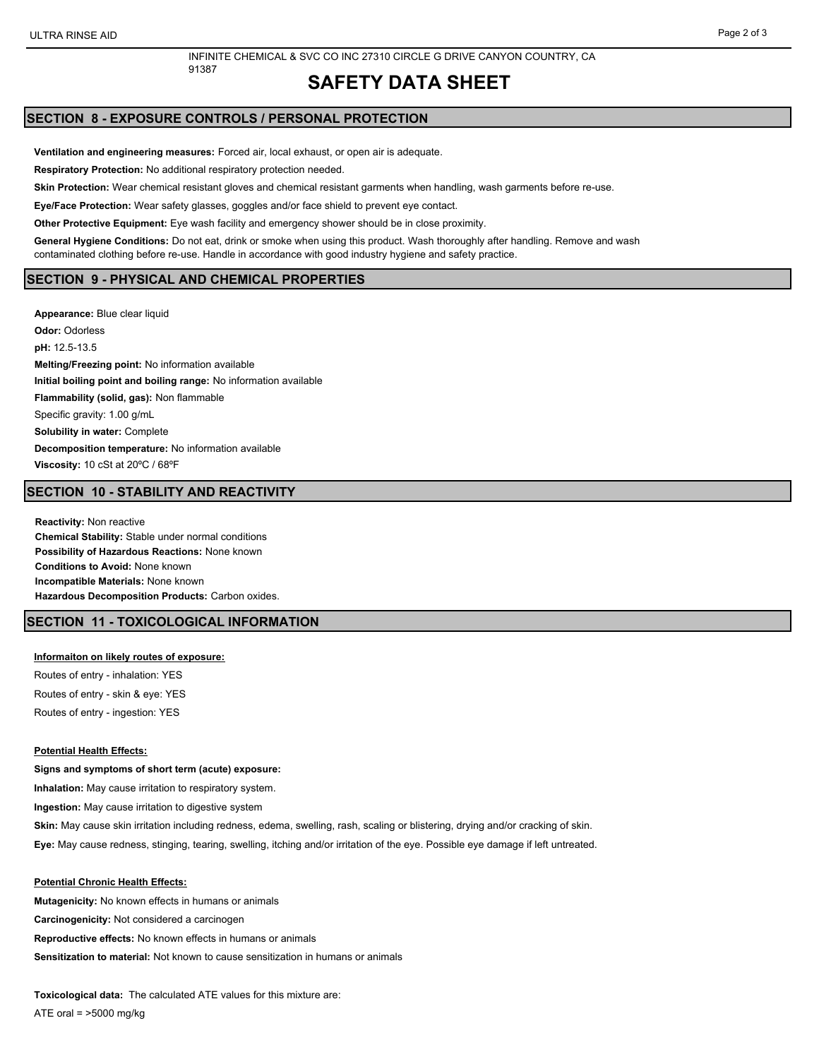INFINITE CHEMICAL & SVC CO INC 27310 CIRCLE G DRIVE CANYON COUNTRY, CA 91387

# SAFETY DATA SHEET

## SECTION 8 - EXPOSURE CONTROLS / PERSONAL PROTECTION

**Ventilation and engineering measures:** Forced air, local exhaust, or open air is adequate.

**Respiratory Protection:** No additional respiratory protection needed.

**Skin Protection:** Wear chemical resistant gloves and chemical resistant garments when handling, wash garments before re-use.

**Eye/Face Protection:** Wear safety glasses, goggles and/or face shield to prevent eye contact.

**Other Protective Equipment:** Eye wash facility and emergency shower should be in close proximity.

**General Hygiene Conditions:** Do not eat, drink or smoke when using this product. Wash thoroughly after handling. Remove and wash contaminated clothing before re-use. Handle in accordance with good industry hygiene and safety practice.

## SECTION 9 - PHYSICAL AND CHEMICAL PROPERTIES

**Appearance:** Blue clear liquid

**Odor:** Odorless

**pH:** 12.5-13.5

**Melting/Freezing point:** No information available

**Initial boiling point and boiling range:** No information available

**Flammability (solid, gas):** Non flammable

Specific gravity: 1.00 g/mL

**Solubility in water:** Complete

**Decomposition temperature:** No information available

**Viscosity:** 10 cSt at 20ºC / 68ºF

## SECTION 10 - STABILITY AND REACTIVITY

**Reactivity:** Non reactive

**Chemical Stability:** Stable under normal conditions

**Possibility of Hazardous Reactions:** None known

**Conditions to Avoid:** None known

**Incompatible Materials:** None known

**Hazardous Decomposition Products:** Carbon oxides.

## SECTION 11 - TOXICOLOGICAL INFORMATION

**Informaiton on likely routes of exposure:**

Routes of entry - inhalation: YES

Routes of entry - skin & eye: YES

Routes of entry - ingestion: YES

**Potential Health Effects:**

**Signs and symptoms of short term (acute) exposure:**

**Inhalation:** May cause irritation to respiratory system.

**Ingestion:** May cause irritation to digestive system

**Skin:** May cause skin irritation including redness, edema, swelling, rash, scaling or blistering, drying and/or cracking of skin.

**Eye:** May cause redness, stinging, tearing, swelling, itching and/or irritation of the eye. Possible eye damage if left untreated.

**Potential Chronic Health Effects:**

**Mutagenicity:** No known effects in humans or animals

**Carcinogenicity:** Not considered a carcinogen

**Reproductive effects:** No known effects in humans or animals

**Sensitization to material:** Not known to cause sensitization in humans or animals

**Toxicological data:** The calculated ATE values for this mixture are:

ATE oral = >5000 mg/kg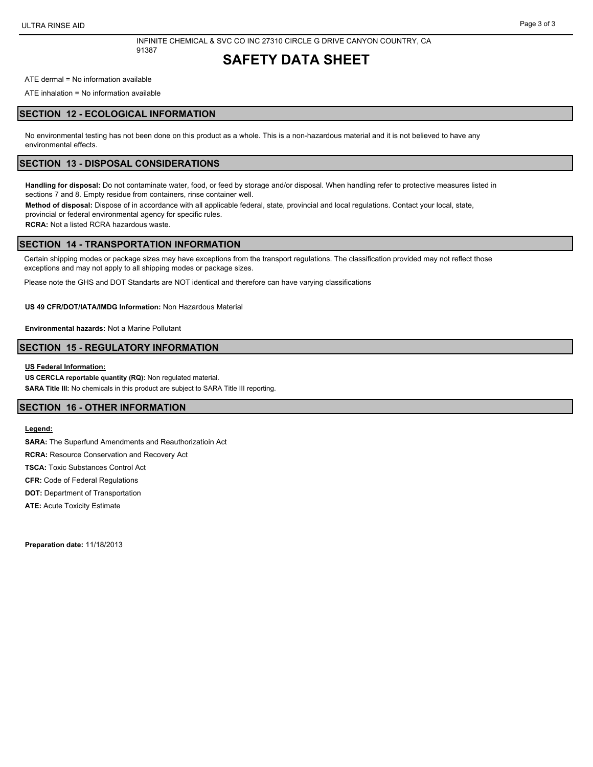INFINITE CHEMICAL & SVC CO INC 27310 CIRCLE G DRIVE CANYON COUNTRY, CA 91387

# SAFETY DATA SHEET

ATE dermal = No information available

ATE inhalation = No information available

## SECTION 12 - ECOLOGICAL INFORMATION

No environmental testing has not been done on this product as a whole. This is a non-hazardous material and it is not believed to have any environmental effects.

## SECTION 13 - DISPOSAL CONSIDERATIONS

**Handling for disposal:** Do not contaminate water, food, or feed by storage and/or disposal. When handling refer to protective measures listed in sections 7 and 8. Empty residue from containers, rinse container well.

**Method of disposal:** Dispose of in accordance with all applicable federal, state, provincial and local regulations. Contact your local, state, provincial or federal environmental agency for specific rules.

**RCRA:** Not a listed RCRA hazardous waste.

## SECTION 14 - TRANSPORTATION INFORMATION

Certain shipping modes or package sizes may have exceptions from the transport regulations. The classification provided may not reflect those exceptions and may not apply to all shipping modes or package sizes.

Please note the GHS and DOT Standarts are NOT identical and therefore can have varying classifications

**US 49 CFR/DOT/IATA/IMDG Information:** Non Hazardous Material

**Environmental hazards:** Not a Marine Pollutant

## SECTION 15 - REGULATORY INFORMATION

**US Federal Information:**

**US CERCLA reportable quantity (RQ):** Non regulated material.

**SARA Title III:** No chemicals in this product are subject to SARA Title III reporting.

## SECTION 16 - OTHER INFORMATION

**Legend:**

**SARA:** The Superfund Amendments and Reauthorizatioin Act

**RCRA:** Resource Conservation and Recovery Act

**TSCA:** Toxic Substances Control Act

**CFR:** Code of Federal Regulations

**DOT:** Department of Transportation

**ATE:** Acute Toxicity Estimate

**Preparation date:** 11/18/2013